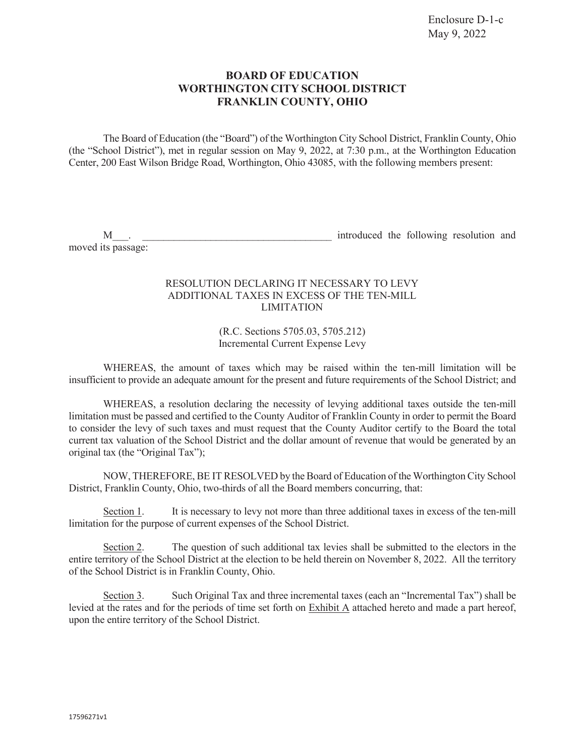Enclosure D-1-c
May 9, 2022

# BOARD OF EDUCATION
# WORTHINGTON CITY SCHOOL DISTRICT
# FRANKLIN COUNTY, OHIO

The Board of Education (the "Board") of the Worthington City School District, Franklin County, Ohio (the "School District"), met in regular session on May 9, 2022, at 7:30 p.m., at the Worthington Education Center, 200 East Wilson Bridge Road, Worthington, Ohio 43085, with the following members present:

M___. ____________________________________ introduced the following resolution and moved its passage:

RESOLUTION DECLARING IT NECESSARY TO LEVY ADDITIONAL TAXES IN EXCESS OF THE TEN-MILL LIMITATION

(R.C. Sections 5705.03, 5705.212)
Incremental Current Expense Levy

WHEREAS, the amount of taxes which may be raised within the ten-mill limitation will be insufficient to provide an adequate amount for the present and future requirements of the School District; and

WHEREAS, a resolution declaring the necessity of levying additional taxes outside the ten-mill limitation must be passed and certified to the County Auditor of Franklin County in order to permit the Board to consider the levy of such taxes and must request that the County Auditor certify to the Board the total current tax valuation of the School District and the dollar amount of revenue that would be generated by an original tax (the "Original Tax");

NOW, THEREFORE, BE IT RESOLVED by the Board of Education of the Worthington City School District, Franklin County, Ohio, two-thirds of all the Board members concurring, that:

<u>Section 1</u>. It is necessary to levy not more than three additional taxes in excess of the ten-mill limitation for the purpose of current expenses of the School District.

<u>Section 2</u>. The question of such additional tax levies shall be submitted to the electors in the entire territory of the School District at the election to be held therein on November 8, 2022. All the territory of the School District is in Franklin County, Ohio.

<u>Section 3</u>. Such Original Tax and three incremental taxes (each an "Incremental Tax") shall be levied at the rates and for the periods of time set forth on <u>Exhibit A</u> attached hereto and made a part hereof, upon the entire territory of the School District.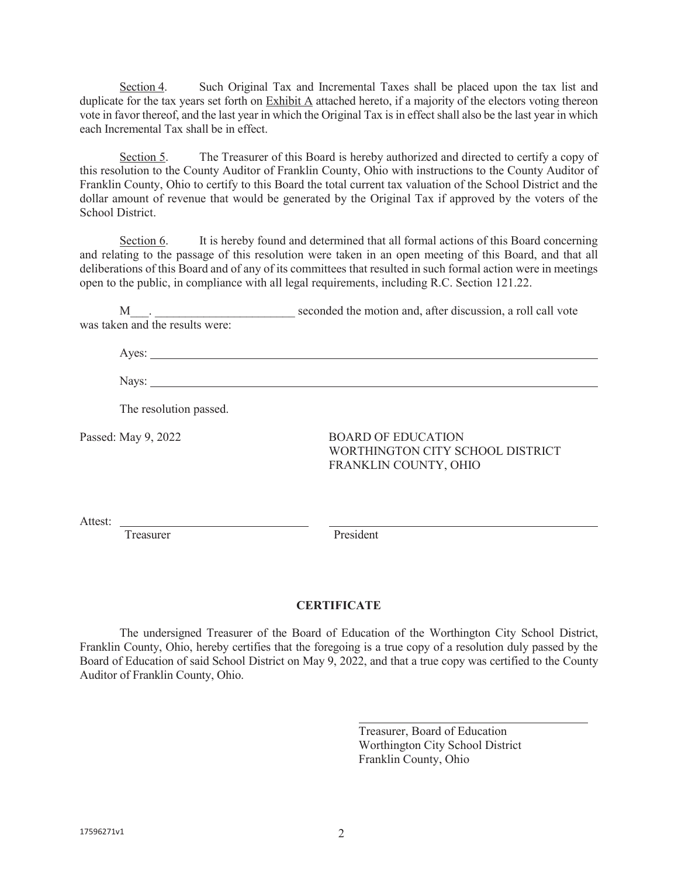Section 4. Such Original Tax and Incremental Taxes shall be placed upon the tax list and duplicate for the tax years set forth on Exhibit A attached hereto, if a majority of the electors voting thereon vote in favor thereof, and the last year in which the Original Tax is in effect shall also be the last year in which each Incremental Tax shall be in effect.

Section 5. The Treasurer of this Board is hereby authorized and directed to certify a copy of this resolution to the County Auditor of Franklin County, Ohio with instructions to the County Auditor of Franklin County, Ohio to certify to this Board the total current tax valuation of the School District and the dollar amount of revenue that would be generated by the Original Tax if approved by the voters of the School District.

Section 6. It is hereby found and determined that all formal actions of this Board concerning and relating to the passage of this resolution were taken in an open meeting of this Board, and that all deliberations of this Board and of any of its committees that resulted in such formal action were in meetings open to the public, in compliance with all legal requirements, including R.C. Section 121.22.

M___. _______________________ seconded the motion and, after discussion, a roll call vote was taken and the results were:

Ayes: ______________________________________________________________

Nays: ______________________________________________________________

The resolution passed.

Passed: May 9, 2022

BOARD OF EDUCATION
WORTHINGTON CITY SCHOOL DISTRICT
FRANKLIN COUNTY, OHIO

Attest: ______________________________ ______________________________
Treasurer President

**CERTIFICATE**

The undersigned Treasurer of the Board of Education of the Worthington City School District, Franklin County, Ohio, hereby certifies that the foregoing is a true copy of a resolution duly passed by the Board of Education of said School District on May 9, 2022, and that a true copy was certified to the County Auditor of Franklin County, Ohio.

______________________________
Treasurer, Board of Education
Worthington City School District
Franklin County, Ohio

17596271v1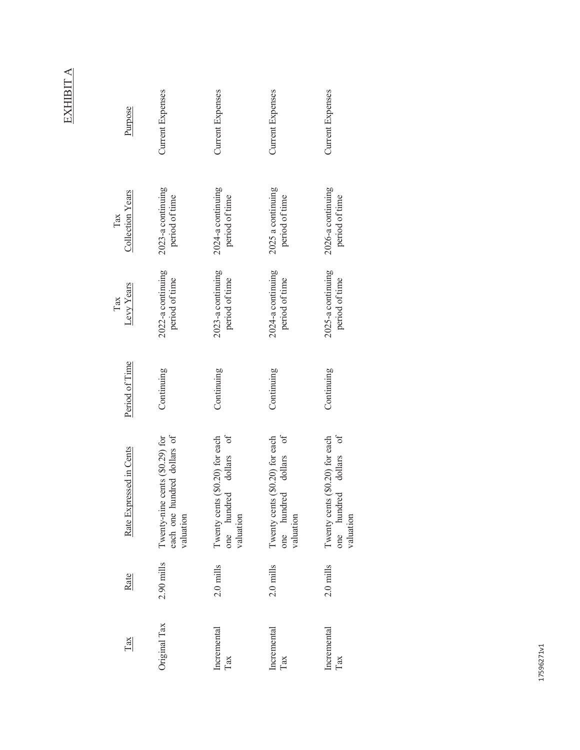# EXHIBIT A

| Tax | Rate | Rate Expressed in Cents | Period of Time | Tax Levy Years | Tax Collection Years | Purpose |
|---|---|---|---|---|---|---|
| Original Tax | 2.90 mills | Twenty-nine cents ($0.29) for each one hundred dollars of valuation | Continuing | 2022-a continuing period of time | 2023-a continuing period of time | Current Expenses |
| Incremental Tax | 2.0 mills | Twenty cents ($0.20) for each one hundred dollars of valuation | Continuing | 2023-a continuing period of time | 2024-a continuing period of time | Current Expenses |
| Incremental Tax | 2.0 mills | Twenty cents ($0.20) for each one hundred dollars of valuation | Continuing | 2024-a continuing period of time | 2025 a continuing period of time | Current Expenses |
| Incremental Tax | 2.0 mills | Twenty cents ($0.20) for each one hundred dollars of valuation | Continuing | 2025-a continuing period of time | 2026-a continuing period of time | Current Expenses |

17596271v1